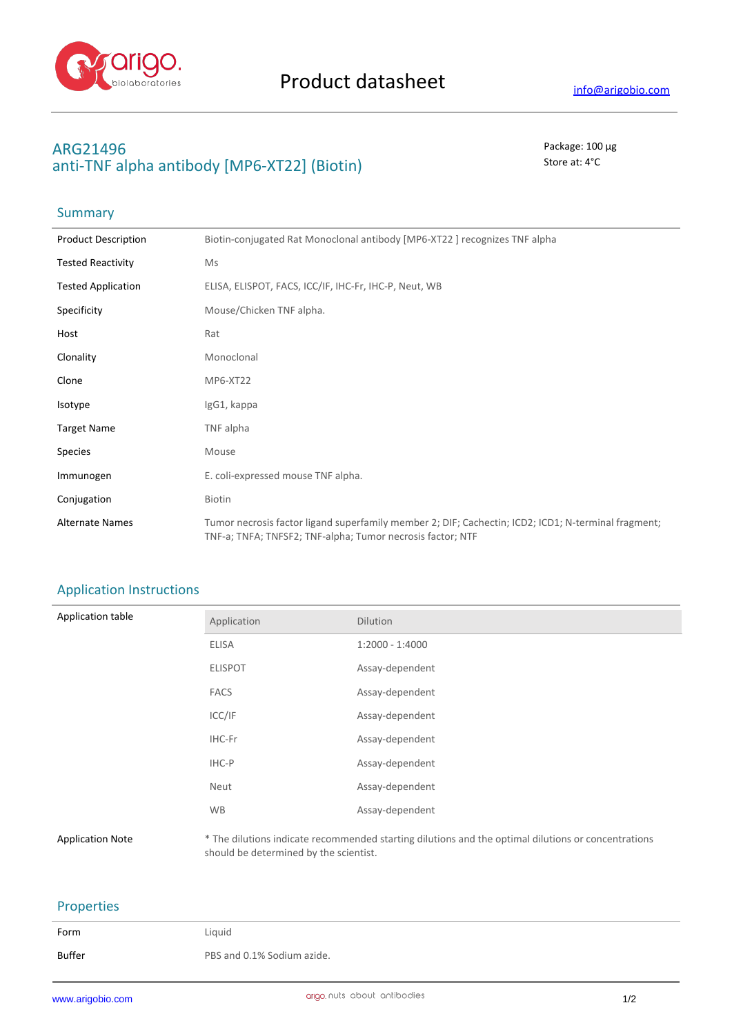# Product datasheet

info@arigobio.com

## ARG21496
## anti-TNF alpha antibody [MP6-XT22] (Biotin)

Package: 100 μg
Store at: 4°C

### Summary

| | |
|---|---|
| Product Description | Biotin-conjugated Rat Monoclonal antibody [MP6-XT22 ] recognizes TNF alpha |
| Tested Reactivity | Ms |
| Tested Application | ELISA, ELISPOT, FACS, ICC/IF, IHC-Fr, IHC-P, Neut, WB |
| Specificity | Mouse/Chicken TNF alpha. |
| Host | Rat |
| Clonality | Monoclonal |
| Clone | MP6-XT22 |
| Isotype | IgG1, kappa |
| Target Name | TNF alpha |
| Species | Mouse |
| Immunogen | E. coli-expressed mouse TNF alpha. |
| Conjugation | Biotin |
| Alternate Names | Tumor necrosis factor ligand superfamily member 2; DIF; Cachectin; ICD2; ICD1; N-terminal fragment; TNF-a; TNFA; TNFSF2; TNF-alpha; Tumor necrosis factor; NTF |

### Application Instructions

Application table

| Application | Dilution |
|---|---|
| ELISA | 1:2000 - 1:4000 |
| ELISPOT | Assay-dependent |
| FACS | Assay-dependent |
| ICC/IF | Assay-dependent |
| IHC-Fr | Assay-dependent |
| IHC-P | Assay-dependent |
| Neut | Assay-dependent |
| WB | Assay-dependent |

Application Note: * The dilutions indicate recommended starting dilutions and the optimal dilutions or concentrations should be determined by the scientist.

### Properties

| | |
|---|---|
| Form | Liquid |
| Buffer | PBS and 0.1% Sodium azide. |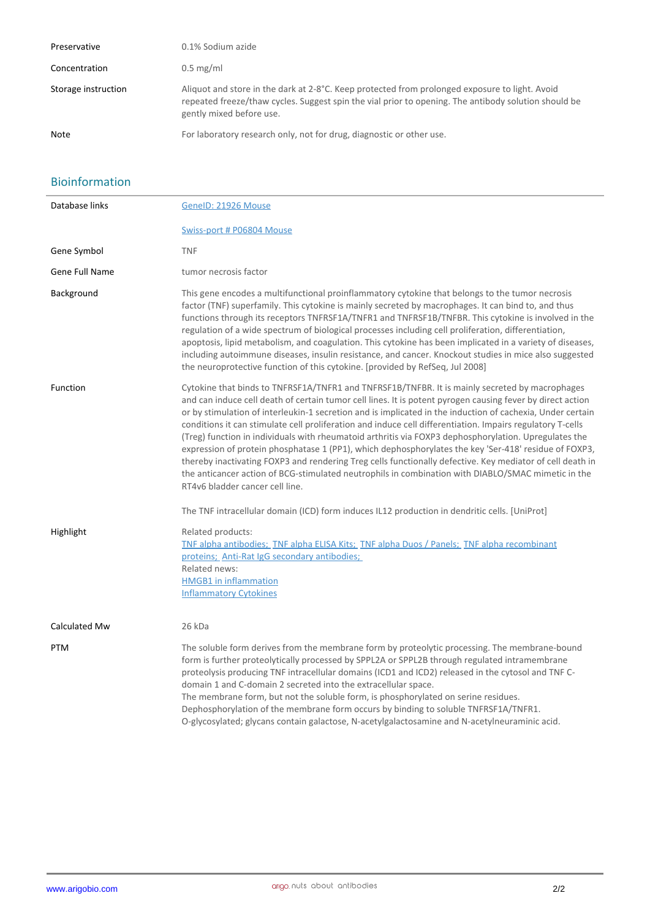| | |
|---|---|
| Preservative | 0.1% Sodium azide |
| Concentration | 0.5 mg/ml |
| Storage instruction | Aliquot and store in the dark at 2-8°C. Keep protected from prolonged exposure to light. Avoid repeated freeze/thaw cycles. Suggest spin the vial prior to opening. The antibody solution should be gently mixed before use. |
| Note | For laboratory research only, not for drug, diagnostic or other use. |

## Bioinformation

| | |
|---|---|
| Database links | GeneID: 21926 Mouse<br><br>Swiss-port # P06804 Mouse |
| Gene Symbol | TNF |
| Gene Full Name | tumor necrosis factor |
| Background | This gene encodes a multifunctional proinflammatory cytokine that belongs to the tumor necrosis factor (TNF) superfamily. This cytokine is mainly secreted by macrophages. It can bind to, and thus functions through its receptors TNFRSF1A/TNFR1 and TNFRSF1B/TNFBR. This cytokine is involved in the regulation of a wide spectrum of biological processes including cell proliferation, differentiation, apoptosis, lipid metabolism, and coagulation. This cytokine has been implicated in a variety of diseases, including autoimmune diseases, insulin resistance, and cancer. Knockout studies in mice also suggested the neuroprotective function of this cytokine. [provided by RefSeq, Jul 2008] |
| Function | Cytokine that binds to TNFRSF1A/TNFR1 and TNFRSF1B/TNFBR. It is mainly secreted by macrophages and can induce cell death of certain tumor cell lines. It is potent pyrogen causing fever by direct action or by stimulation of interleukin-1 secretion and is implicated in the induction of cachexia, Under certain conditions it can stimulate cell proliferation and induce cell differentiation. Impairs regulatory T-cells (Treg) function in individuals with rheumatoid arthritis via FOXP3 dephosphorylation. Upregulates the expression of protein phosphatase 1 (PP1), which dephosphorylates the key 'Ser-418' residue of FOXP3, thereby inactivating FOXP3 and rendering Treg cells functionally defective. Key mediator of cell death in the anticancer action of BCG-stimulated neutrophils in combination with DIABLO/SMAC mimetic in the RT4v6 bladder cancer cell line.<br><br>The TNF intracellular domain (ICD) form induces IL12 production in dendritic cells. [UniProt] |
| Highlight | Related products:<br>TNF alpha antibodies; TNF alpha ELISA Kits; TNF alpha Duos / Panels; TNF alpha recombinant proteins; Anti-Rat IgG secondary antibodies;<br>Related news:<br>HMGB1 in inflammation<br>Inflammatory Cytokines |
| Calculated Mw | 26 kDa |
| PTM | The soluble form derives from the membrane form by proteolytic processing. The membrane-bound form is further proteolytically processed by SPPL2A or SPPL2B through regulated intramembrane proteolysis producing TNF intracellular domains (ICD1 and ICD2) released in the cytosol and TNF C-domain 1 and C-domain 2 secreted into the extracellular space.<br>The membrane form, but not the soluble form, is phosphorylated on serine residues. Dephosphorylation of the membrane form occurs by binding to soluble TNFRSF1A/TNFR1.<br>O-glycosylated; glycans contain galactose, N-acetylgalactosamine and N-acetylneuraminic acid. |